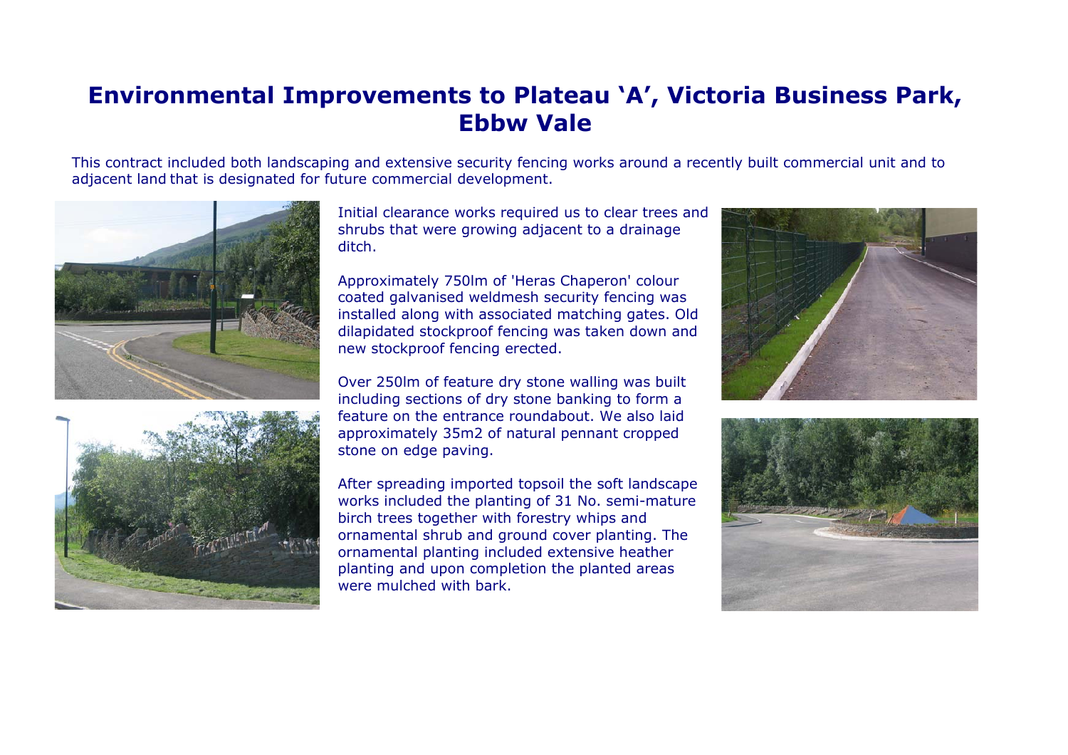# Environmental Improvements to Plateau 'A', Victoria Business Park, Ebbw Vale

This contract included both landscaping and extensive security fencing works around a recently built commercial unit and to adjacent land that is designated for future commercial development.

Initial clearance works required us to clear trees and shrubs that were growing adjacent to a drainage ditch.

Approximately 750lm of 'Heras Chaperon' colour coated galvanised weldmesh security fencing was installed along with associated matching gates. Old dilapidated stockproof fencing was taken down and new stockproof fencing erected.

Over 250lm of feature dry stone walling was built including sections of dry stone banking to form a feature on the entrance roundabout. We also laid approximately 35m2 of natural pennant cropped stone on edge paving.

After spreading imported topsoil the soft landscape works included the planting of 31 No. semi-mature birch trees together with forestry whips and ornamental shrub and ground cover planting. The ornamental planting included extensive heather planting and upon completion the planted areas were mulched with bark.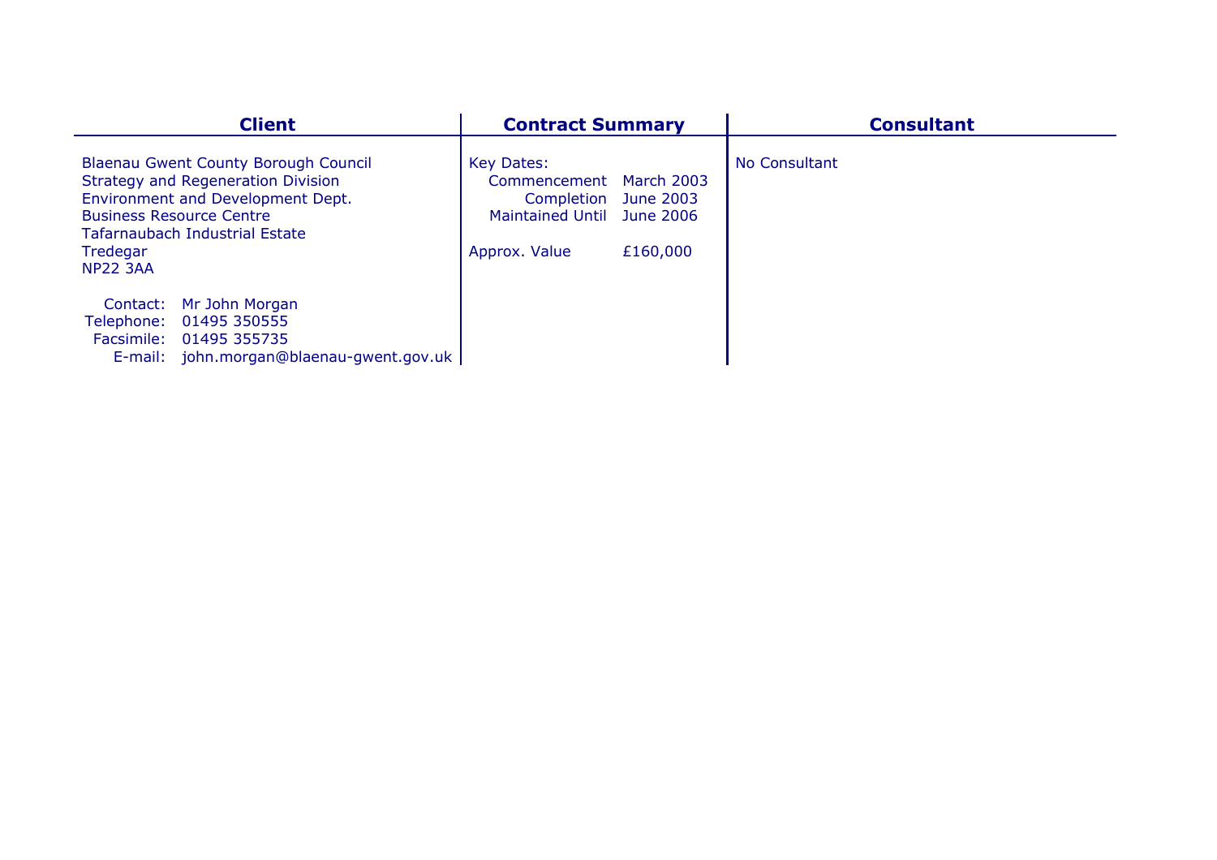| Client | Contract Summary | Consultant |
| --- | --- | --- |
| Blaenau Gwent County Borough Council<br>Strategy and Regeneration Division<br>Environment and Development Dept.<br>Business Resource Centre<br>Tafarnaubach Industrial Estate<br>Tredegar<br>NP22 3AA<br><br>Contact: Mr John Morgan<br>Telephone: 01495 350555<br>Facsimile: 01495 355735<br>E-mail: john.morgan@blaenau-gwent.gov.uk | Key Dates:<br>Commencement March 2003<br>Completion June 2003<br>Maintained Until June 2006<br><br>Approx. Value £160,000 | No Consultant |